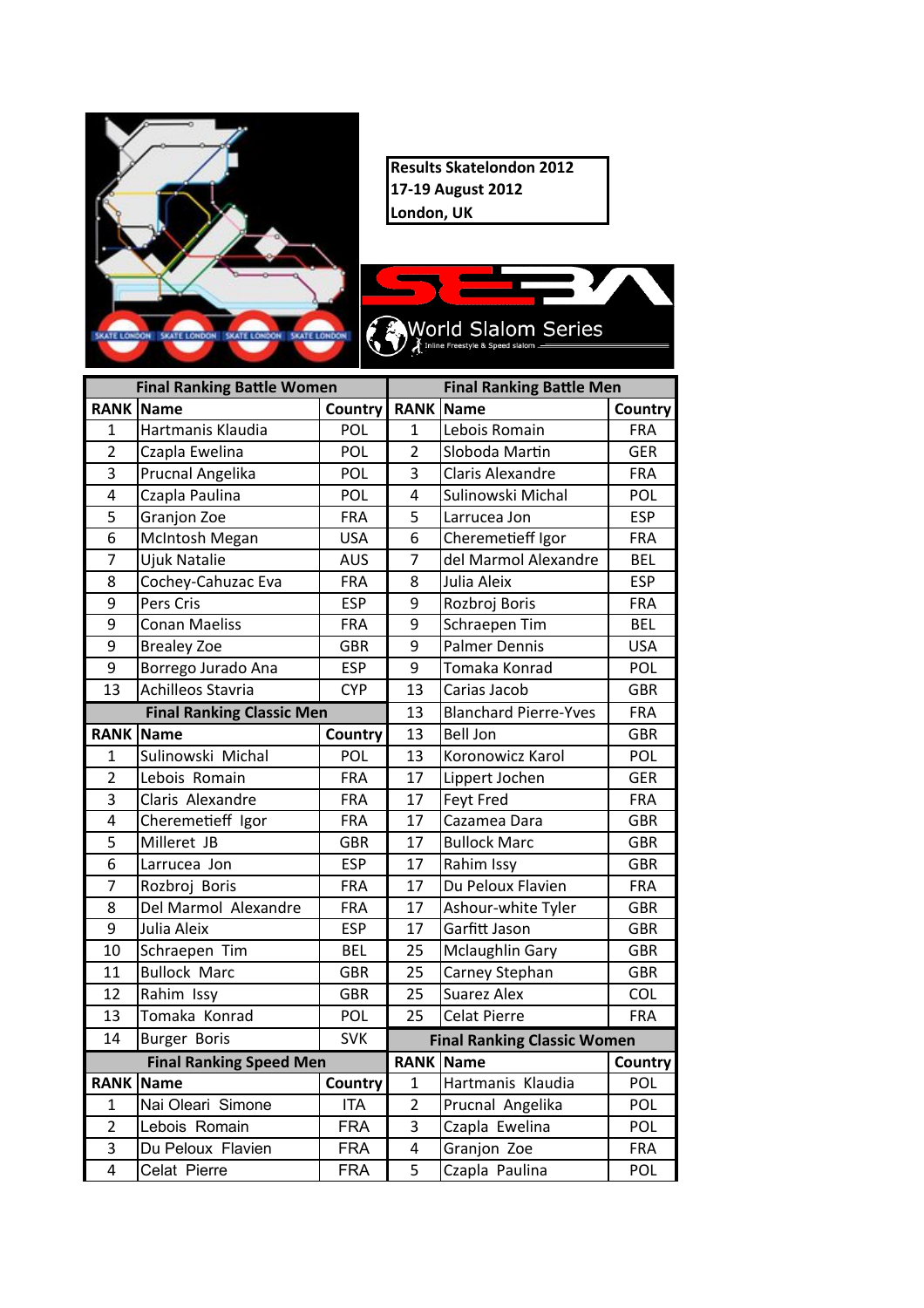**Results Skatelondon 2012**
**17-19 August 2012**
**London, UK**

World Slalom Series
Inline Freestyle & Speed slalom

**Final Ranking Battle Women**

| RANK | Name | Country |
|---|---|---|
| 1 | Hartmanis Klaudia | POL |
| 2 | Czapla Ewelina | POL |
| 3 | Prucnal Angelika | POL |
| 4 | Czapla Paulina | POL |
| 5 | Granjon Zoe | FRA |
| 6 | McIntosh Megan | USA |
| 7 | Ujuk Natalie | AUS |
| 8 | Cochey-Cahuzac Eva | FRA |
| 9 | Pers Cris | ESP |
| 9 | Conan Maeliss | FRA |
| 9 | Brealey Zoe | GBR |
| 9 | Borrego Jurado Ana | ESP |
| 13 | Achilleos Stavria | CYP |

**Final Ranking Classic Men**

| RANK | Name | Country |
|---|---|---|
| 1 | Sulinowski Michal | POL |
| 2 | Lebois Romain | FRA |
| 3 | Claris Alexandre | FRA |
| 4 | Cheremetieff Igor | FRA |
| 5 | Milleret JB | GBR |
| 6 | Larrucea Jon | ESP |
| 7 | Rozbroj Boris | FRA |
| 8 | Del Marmol Alexandre | FRA |
| 9 | Julia Aleix | ESP |
| 10 | Schraepen Tim | BEL |
| 11 | Bullock Marc | GBR |
| 12 | Rahim Issy | GBR |
| 13 | Tomaka Konrad | POL |
| 14 | Burger Boris | SVK |

**Final Ranking Speed Men**

| RANK | Name | Country |
|---|---|---|
| 1 | Nai Oleari Simone | ITA |
| 2 | Lebois Romain | FRA |
| 3 | Du Peloux Flavien | FRA |
| 4 | Celat Pierre | FRA |

**Final Ranking Battle Men**

| RANK | Name | Country |
|---|---|---|
| 1 | Lebois Romain | FRA |
| 2 | Sloboda Martin | GER |
| 3 | Claris Alexandre | FRA |
| 4 | Sulinowski Michal | POL |
| 5 | Larrucea Jon | ESP |
| 6 | Cheremetieff Igor | FRA |
| 7 | del Marmol Alexandre | BEL |
| 8 | Julia Aleix | ESP |
| 9 | Rozbroj Boris | FRA |
| 9 | Schraepen Tim | BEL |
| 9 | Palmer Dennis | USA |
| 9 | Tomaka Konrad | POL |
| 13 | Carias Jacob | GBR |
| 13 | Blanchard Pierre-Yves | FRA |
| 13 | Bell Jon | GBR |
| 13 | Koronowicz Karol | POL |
| 17 | Lippert Jochen | GER |
| 17 | Feyt Fred | FRA |
| 17 | Cazamea Dara | GBR |
| 17 | Bullock Marc | GBR |
| 17 | Rahim Issy | GBR |
| 17 | Du Peloux Flavien | FRA |
| 17 | Ashour-white Tyler | GBR |
| 17 | Garfitt Jason | GBR |
| 25 | Mclaughlin Gary | GBR |
| 25 | Carney Stephan | GBR |
| 25 | Suarez Alex | COL |
| 25 | Celat Pierre | FRA |

**Final Ranking Classic Women**

| RANK | Name | Country |
|---|---|---|
| 1 | Hartmanis Klaudia | POL |
| 2 | Prucnal Angelika | POL |
| 3 | Czapla Ewelina | POL |
| 4 | Granjon Zoe | FRA |
| 5 | Czapla Paulina | POL |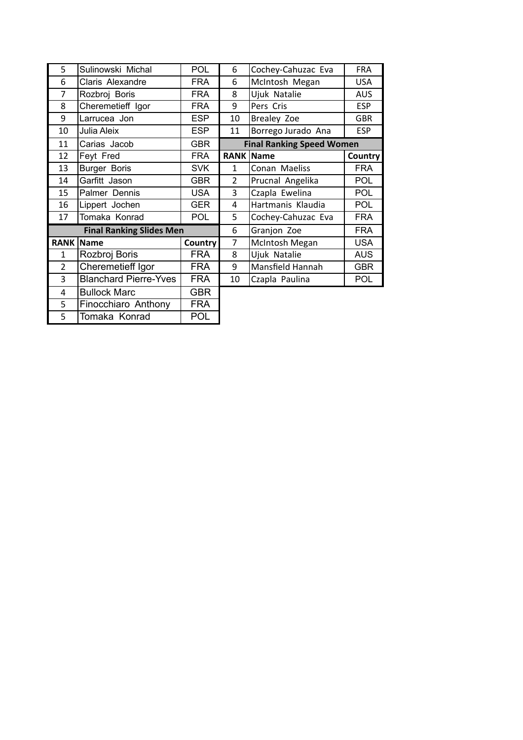| | | |
|---|---|---|
| 5 | Sulinowski Michal | POL |
| 6 | Claris Alexandre | FRA |
| 7 | Rozbroj Boris | FRA |
| 8 | Cheremetieff Igor | FRA |
| 9 | Larrucea Jon | ESP |
| 10 | Julia Aleix | ESP |
| 11 | Carias Jacob | GBR |
| 12 | Feyt Fred | FRA |
| 13 | Burger Boris | SVK |
| 14 | Garfitt Jason | GBR |
| 15 | Palmer Dennis | USA |
| 16 | Lippert Jochen | GER |
| 17 | Tomaka Konrad | POL |

**Final Ranking Slides Men**

| RANK | Name | Country |
|---|---|---|
| 1 | Rozbroj Boris | FRA |
| 2 | Cheremetieff Igor | FRA |
| 3 | Blanchard Pierre-Yves | FRA |
| 4 | Bullock Marc | GBR |
| 5 | Finocchiaro Anthony | FRA |
| 5 | Tomaka Konrad | POL |

| | | |
|---|---|---|
| 6 | Cochey-Cahuzac Eva | FRA |
| 6 | McIntosh Megan | USA |
| 8 | Ujuk Natalie | AUS |
| 9 | Pers Cris | ESP |
| 10 | Brealey Zoe | GBR |
| 11 | Borrego Jurado Ana | ESP |

**Final Ranking Speed Women**

| RANK | Name | Country |
|---|---|---|
| 1 | Conan Maeliss | FRA |
| 2 | Prucnal Angelika | POL |
| 3 | Czapla Ewelina | POL |
| 4 | Hartmanis Klaudia | POL |
| 5 | Cochey-Cahuzac Eva | FRA |
| 6 | Granjon Zoe | FRA |
| 7 | McIntosh Megan | USA |
| 8 | Ujuk Natalie | AUS |
| 9 | Mansfield Hannah | GBR |
| 10 | Czapla Paulina | POL |